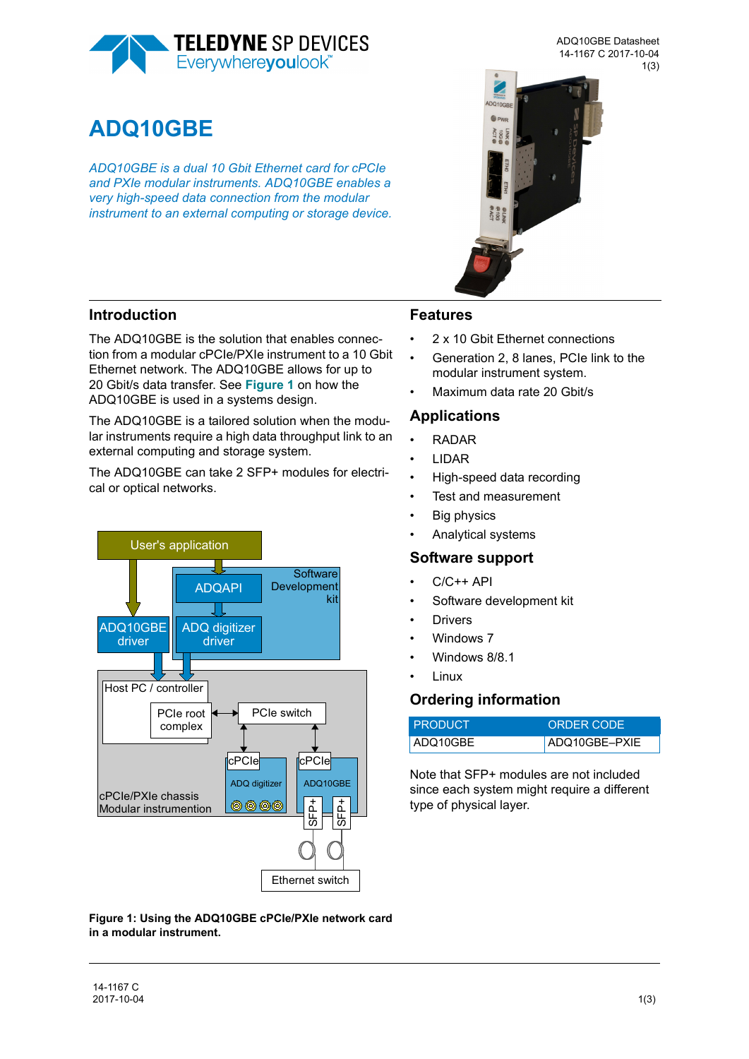# ADQ10GBE

*ADQ10GBE is a dual 10 Gbit Ethernet card for cPCIe and PXIe modular instruments. ADQ10GBE enables a very high-speed data connection from the modular instrument to an external computing or storage device.*

## Introduction

The ADQ10GBE is the solution that enables connection from a modular cPCIe/PXIe instrument to a 10 Gbit Ethernet network. The ADQ10GBE allows for up to 20 Gbit/s data transfer. See **Figure 1** on how the ADQ10GBE is used in a systems design.

The ADQ10GBE is a tailored solution when the modular instruments require a high data throughput link to an external computing and storage system.

The ADQ10GBE can take 2 SFP+ modules for electrical or optical networks.

**Figure 1: Using the ADQ10GBE cPCIe/PXIe network card in a modular instrument.**

## Features

- 2 x 10 Gbit Ethernet connections
- Generation 2, 8 lanes, PCIe link to the modular instrument system.
- Maximum data rate 20 Gbit/s

## Applications

- RADAR
- LIDAR
- High-speed data recording
- Test and measurement
- Big physics
- Analytical systems

## Software support

- C/C++ API
- Software development kit
- Drivers
- Windows 7
- Windows 8/8.1
- Linux

## Ordering information

| PRODUCT | ORDER CODE |
|---|---|
| ADQ10GBE | ADQ10GBE–PXIE |

Note that SFP+ modules are not included since each system might require a different type of physical layer.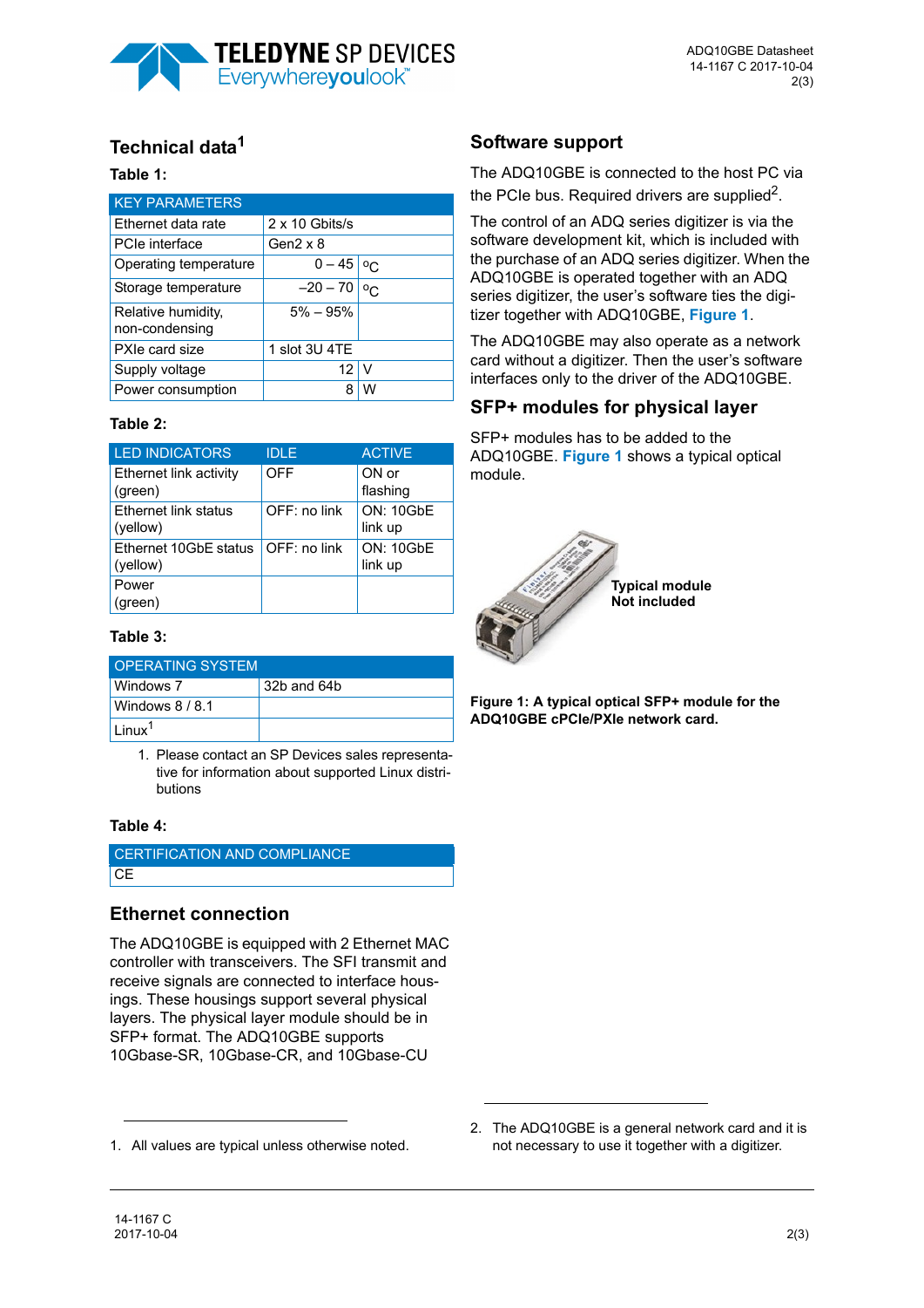## Technical data[1]

**Table 1:**

| KEY PARAMETERS | | |
|---|---|---|
| Ethernet data rate | 2 x 10 Gbits/s | |
| PCIe interface | Gen2 x 8 | |
| Operating temperature | 0 – 45 | °C |
| Storage temperature | –20 – 70 | °C |
| Relative humidity, non-condensing | 5% – 95% | |
| PXIe card size | 1 slot 3U 4TE | |
| Supply voltage | 12 | V |
| Power consumption | 8 | W |

**Table 2:**

| LED INDICATORS | IDLE | ACTIVE |
|---|---|---|
| Ethernet link activity (green) | OFF | ON or flashing |
| Ethernet link status (yellow) | OFF: no link | ON: 10GbE link up |
| Ethernet 10GbE status (yellow) | OFF: no link | ON: 10GbE link up |
| Power (green) | | |

**Table 3:**

| OPERATING SYSTEM | |
|---|---|
| Windows 7 | 32b and 64b |
| Windows 8 / 8.1 | |
| Linux[1] | |

1. Please contact an SP Devices sales representative for information about supported Linux distributions

**Table 4:**

| CERTIFICATION AND COMPLIANCE |
|---|
| CE |

## Ethernet connection

The ADQ10GBE is equipped with 2 Ethernet MAC controller with transceivers. The SFI transmit and receive signals are connected to interface housings. These housings support several physical layers. The physical layer module should be in SFP+ format. The ADQ10GBE supports 10Gbase-SR, 10Gbase-CR, and 10Gbase-CU

1. All values are typical unless otherwise noted.

## Software support

The ADQ10GBE is connected to the host PC via the PCIe bus. Required drivers are supplied[2].

The control of an ADQ series digitizer is via the software development kit, which is included with the purchase of an ADQ series digitizer. When the ADQ10GBE is operated together with an ADQ series digitizer, the user's software ties the digitizer together with ADQ10GBE, **Figure 1**.

The ADQ10GBE may also operate as a network card without a digitizer. Then the user's software interfaces only to the driver of the ADQ10GBE.

## SFP+ modules for physical layer

SFP+ modules has to be added to the ADQ10GBE. **Figure 1** shows a typical optical module.

**Typical module Not included**

**Figure 1: A typical optical SFP+ module for the ADQ10GBE cPCIe/PXIe network card.**

2. The ADQ10GBE is a general network card and it is not necessary to use it together with a digitizer.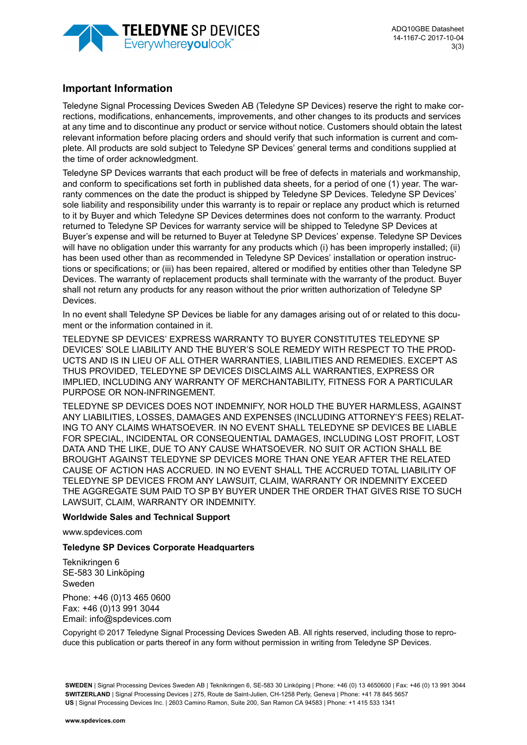## Important Information

Teledyne Signal Processing Devices Sweden AB (Teledyne SP Devices) reserve the right to make corrections, modifications, enhancements, improvements, and other changes to its products and services at any time and to discontinue any product or service without notice. Customers should obtain the latest relevant information before placing orders and should verify that such information is current and complete. All products are sold subject to Teledyne SP Devices' general terms and conditions supplied at the time of order acknowledgment.

Teledyne SP Devices warrants that each product will be free of defects in materials and workmanship, and conform to specifications set forth in published data sheets, for a period of one (1) year. The warranty commences on the date the product is shipped by Teledyne SP Devices. Teledyne SP Devices' sole liability and responsibility under this warranty is to repair or replace any product which is returned to it by Buyer and which Teledyne SP Devices determines does not conform to the warranty. Product returned to Teledyne SP Devices for warranty service will be shipped to Teledyne SP Devices at Buyer's expense and will be returned to Buyer at Teledyne SP Devices' expense. Teledyne SP Devices will have no obligation under this warranty for any products which (i) has been improperly installed; (ii) has been used other than as recommended in Teledyne SP Devices' installation or operation instructions or specifications; or (iii) has been repaired, altered or modified by entities other than Teledyne SP Devices. The warranty of replacement products shall terminate with the warranty of the product. Buyer shall not return any products for any reason without the prior written authorization of Teledyne SP Devices.

In no event shall Teledyne SP Devices be liable for any damages arising out of or related to this document or the information contained in it.

TELEDYNE SP DEVICES' EXPRESS WARRANTY TO BUYER CONSTITUTES TELEDYNE SP DEVICES' SOLE LIABILITY AND THE BUYER'S SOLE REMEDY WITH RESPECT TO THE PRODUCTS AND IS IN LIEU OF ALL OTHER WARRANTIES, LIABILITIES AND REMEDIES. EXCEPT AS THUS PROVIDED, TELEDYNE SP DEVICES DISCLAIMS ALL WARRANTIES, EXPRESS OR IMPLIED, INCLUDING ANY WARRANTY OF MERCHANTABILITY, FITNESS FOR A PARTICULAR PURPOSE OR NON-INFRINGEMENT.

TELEDYNE SP DEVICES DOES NOT INDEMNIFY, NOR HOLD THE BUYER HARMLESS, AGAINST ANY LIABILITIES, LOSSES, DAMAGES AND EXPENSES (INCLUDING ATTORNEY'S FEES) RELATING TO ANY CLAIMS WHATSOEVER. IN NO EVENT SHALL TELEDYNE SP DEVICES BE LIABLE FOR SPECIAL, INCIDENTAL OR CONSEQUENTIAL DAMAGES, INCLUDING LOST PROFIT, LOST DATA AND THE LIKE, DUE TO ANY CAUSE WHATSOEVER. NO SUIT OR ACTION SHALL BE BROUGHT AGAINST TELEDYNE SP DEVICES MORE THAN ONE YEAR AFTER THE RELATED CAUSE OF ACTION HAS ACCRUED. IN NO EVENT SHALL THE ACCRUED TOTAL LIABILITY OF TELEDYNE SP DEVICES FROM ANY LAWSUIT, CLAIM, WARRANTY OR INDEMNITY EXCEED THE AGGREGATE SUM PAID TO SP BY BUYER UNDER THE ORDER THAT GIVES RISE TO SUCH LAWSUIT, CLAIM, WARRANTY OR INDEMNITY.

**Worldwide Sales and Technical Support**

www.spdevices.com

**Teledyne SP Devices Corporate Headquarters**

Teknikringen 6
SE-583 30 Linköping
Sweden

Phone: +46 (0)13 465 0600
Fax: +46 (0)13 991 3044
Email: info@spdevices.com

Copyright © 2017 Teledyne Signal Processing Devices Sweden AB. All rights reserved, including those to reproduce this publication or parts thereof in any form without permission in writing from Teledyne SP Devices.

**SWEDEN** | Signal Processing Devices Sweden AB | Teknikringen 6, SE-583 30 Linköping | Phone: +46 (0) 13 4650600 | Fax: +46 (0) 13 991 3044
**SWITZERLAND** | Signal Processing Devices | 275, Route de Saint-Julien, CH-1258 Perly, Geneva | Phone: +41 78 845 5657
**US** | Signal Processing Devices Inc. | 2603 Camino Ramon, Suite 200, San Ramon CA 94583 | Phone: +1 415 533 1341

**www.spdevices.com**